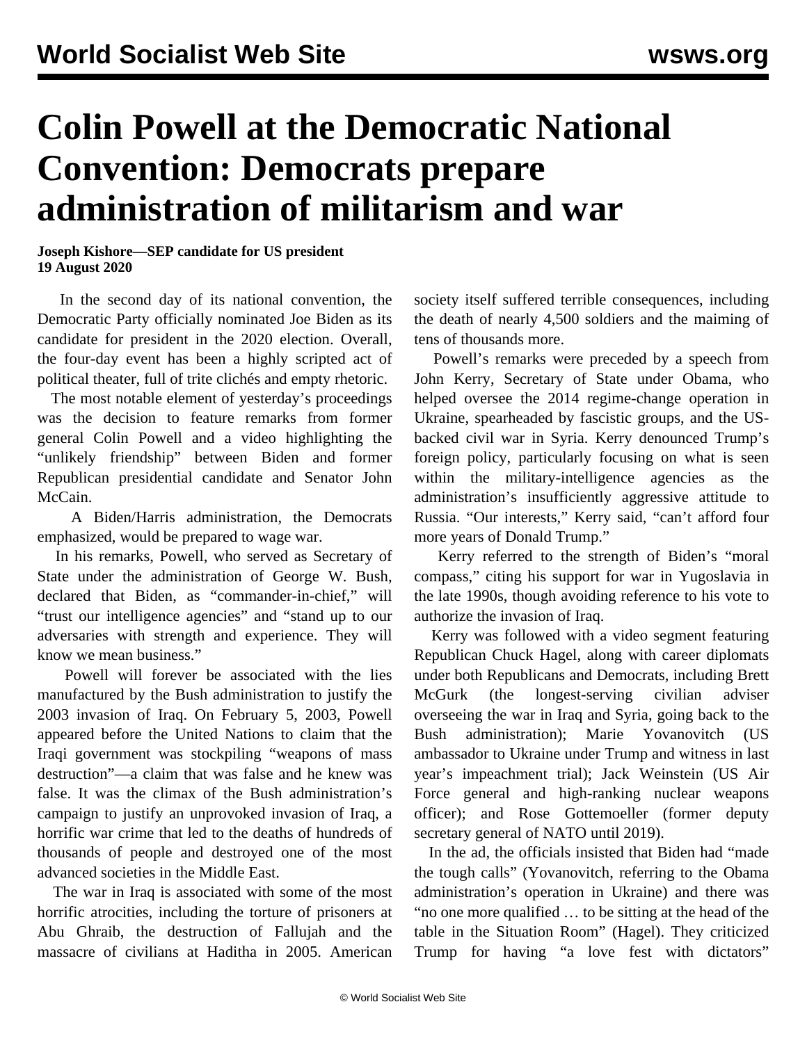# Colin Powell at the Democratic National Convention: Democrats prepare administration of militarism and war

**Joseph Kishore—SEP candidate for US president**
**19 August 2020**

In the second day of its national convention, the Democratic Party officially nominated Joe Biden as its candidate for president in the 2020 election. Overall, the four-day event has been a highly scripted act of political theater, full of trite clichés and empty rhetoric.

The most notable element of yesterday's proceedings was the decision to feature remarks from former general Colin Powell and a video highlighting the "unlikely friendship" between Biden and former Republican presidential candidate and Senator John McCain.

A Biden/Harris administration, the Democrats emphasized, would be prepared to wage war.

In his remarks, Powell, who served as Secretary of State under the administration of George W. Bush, declared that Biden, as "commander-in-chief," will "trust our intelligence agencies" and "stand up to our adversaries with strength and experience. They will know we mean business."

Powell will forever be associated with the lies manufactured by the Bush administration to justify the 2003 invasion of Iraq. On February 5, 2003, Powell appeared before the United Nations to claim that the Iraqi government was stockpiling "weapons of mass destruction"—a claim that was false and he knew was false. It was the climax of the Bush administration's campaign to justify an unprovoked invasion of Iraq, a horrific war crime that led to the deaths of hundreds of thousands of people and destroyed one of the most advanced societies in the Middle East.

The war in Iraq is associated with some of the most horrific atrocities, including the torture of prisoners at Abu Ghraib, the destruction of Fallujah and the massacre of civilians at Haditha in 2005. American society itself suffered terrible consequences, including the death of nearly 4,500 soldiers and the maiming of tens of thousands more.

Powell's remarks were preceded by a speech from John Kerry, Secretary of State under Obama, who helped oversee the 2014 regime-change operation in Ukraine, spearheaded by fascistic groups, and the US-backed civil war in Syria. Kerry denounced Trump's foreign policy, particularly focusing on what is seen within the military-intelligence agencies as the administration's insufficiently aggressive attitude to Russia. "Our interests," Kerry said, "can't afford four more years of Donald Trump."

Kerry referred to the strength of Biden's "moral compass," citing his support for war in Yugoslavia in the late 1990s, though avoiding reference to his vote to authorize the invasion of Iraq.

Kerry was followed with a video segment featuring Republican Chuck Hagel, along with career diplomats under both Republicans and Democrats, including Brett McGurk (the longest-serving civilian adviser overseeing the war in Iraq and Syria, going back to the Bush administration); Marie Yovanovitch (US ambassador to Ukraine under Trump and witness in last year's impeachment trial); Jack Weinstein (US Air Force general and high-ranking nuclear weapons officer); and Rose Gottemoeller (former deputy secretary general of NATO until 2019).

In the ad, the officials insisted that Biden had "made the tough calls" (Yovanovitch, referring to the Obama administration's operation in Ukraine) and there was "no one more qualified … to be sitting at the head of the table in the Situation Room" (Hagel). They criticized Trump for having "a love fest with dictators"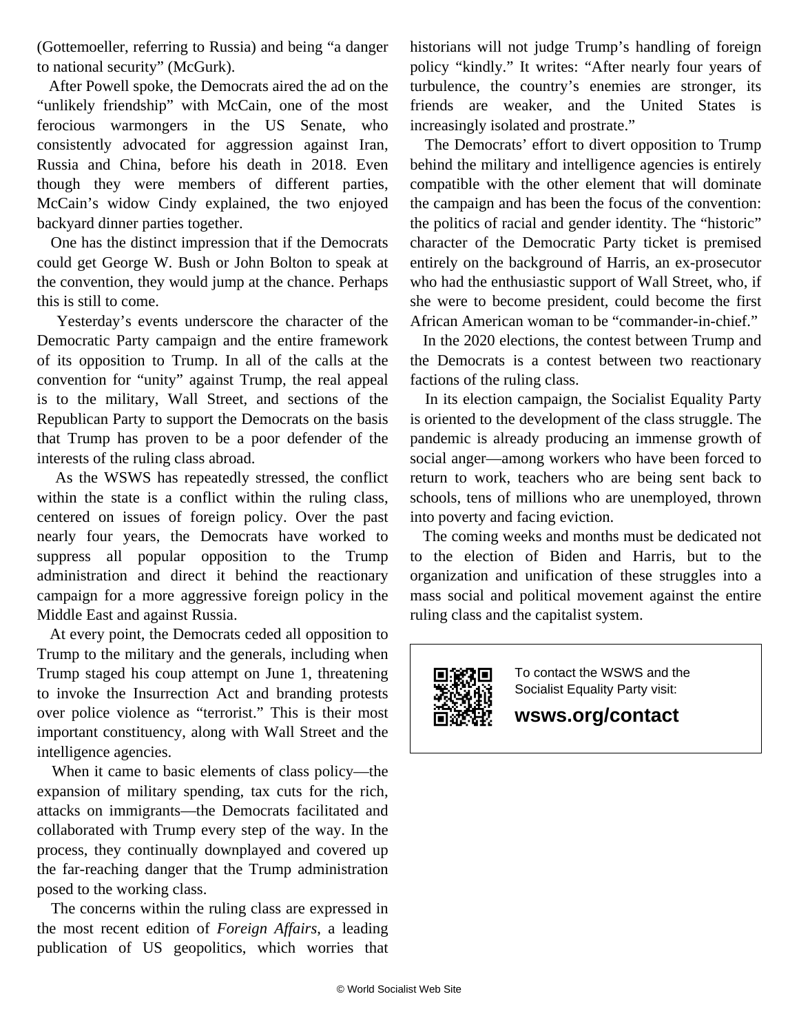(Gottemoeller, referring to Russia) and being "a danger to national security" (McGurk).

After Powell spoke, the Democrats aired the ad on the "unlikely friendship" with McCain, one of the most ferocious warmongers in the US Senate, who consistently advocated for aggression against Iran, Russia and China, before his death in 2018. Even though they were members of different parties, McCain's widow Cindy explained, the two enjoyed backyard dinner parties together.

One has the distinct impression that if the Democrats could get George W. Bush or John Bolton to speak at the convention, they would jump at the chance. Perhaps this is still to come.

Yesterday's events underscore the character of the Democratic Party campaign and the entire framework of its opposition to Trump. In all of the calls at the convention for "unity" against Trump, the real appeal is to the military, Wall Street, and sections of the Republican Party to support the Democrats on the basis that Trump has proven to be a poor defender of the interests of the ruling class abroad.

As the WSWS has repeatedly stressed, the conflict within the state is a conflict within the ruling class, centered on issues of foreign policy. Over the past nearly four years, the Democrats have worked to suppress all popular opposition to the Trump administration and direct it behind the reactionary campaign for a more aggressive foreign policy in the Middle East and against Russia.

At every point, the Democrats ceded all opposition to Trump to the military and the generals, including when Trump staged his coup attempt on June 1, threatening to invoke the Insurrection Act and branding protests over police violence as "terrorist." This is their most important constituency, along with Wall Street and the intelligence agencies.

When it came to basic elements of class policy—the expansion of military spending, tax cuts for the rich, attacks on immigrants—the Democrats facilitated and collaborated with Trump every step of the way. In the process, they continually downplayed and covered up the far-reaching danger that the Trump administration posed to the working class.

The concerns within the ruling class are expressed in the most recent edition of *Foreign Affairs*, a leading publication of US geopolitics, which worries that historians will not judge Trump's handling of foreign policy "kindly." It writes: "After nearly four years of turbulence, the country's enemies are stronger, its friends are weaker, and the United States is increasingly isolated and prostrate."

The Democrats' effort to divert opposition to Trump behind the military and intelligence agencies is entirely compatible with the other element that will dominate the campaign and has been the focus of the convention: the politics of racial and gender identity. The "historic" character of the Democratic Party ticket is premised entirely on the background of Harris, an ex-prosecutor who had the enthusiastic support of Wall Street, who, if she were to become president, could become the first African American woman to be "commander-in-chief."

In the 2020 elections, the contest between Trump and the Democrats is a contest between two reactionary factions of the ruling class.

In its election campaign, the Socialist Equality Party is oriented to the development of the class struggle. The pandemic is already producing an immense growth of social anger—among workers who have been forced to return to work, teachers who are being sent back to schools, tens of millions who are unemployed, thrown into poverty and facing eviction.

The coming weeks and months must be dedicated not to the election of Biden and Harris, but to the organization and unification of these struggles into a mass social and political movement against the entire ruling class and the capitalist system.

To contact the WSWS and the Socialist Equality Party visit:

**wsws.org/contact**